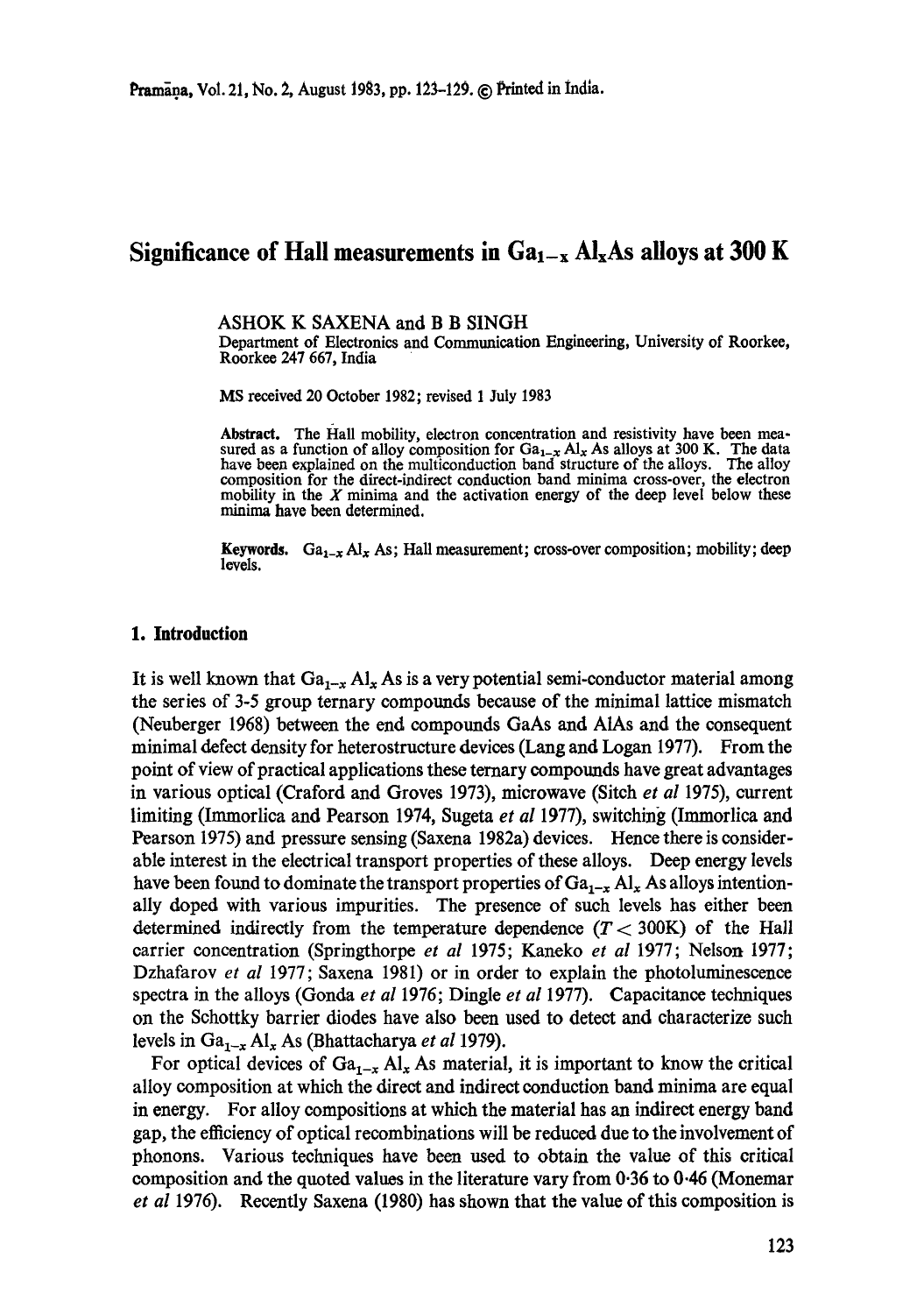# Significance of Hall measurements in $Ga_{1-x}Al_xAs$ alloys at 300 K

ASHOK K SAXENA and B B SINGH

Department of Electronics and Communication Engineering, University of Roorkee, Roorkee 247 667, India

MS received 20 October 1982; revised 1 July 1983

**Abstract.** The Hall mobility, electron concentration and resistivity have been measured as a function of alloy composition for $Ga_{1-x}Al_xAs$ alloys at 300 K. The data have been explained on the multiconduction band structure of the alloys. The alloy composition for the direct-indirect conduction band minima cross-over, the electron mobility in the $X$ minima and the activation energy of the deep level below these minima have been determined.

**Keywords.** $Ga_{1-x}Al_xAs$; Hall measurement; cross-over composition; mobility; deep levels.

## 1. Introduction

It is well known that $Ga_{1-x}Al_xAs$ is a very potential semi-conductor material among the series of 3-5 group ternary compounds because of the minimal lattice mismatch (Neuberger 1968) between the end compounds GaAs and AlAs and the consequent minimal defect density for heterostructure devices (Lang and Logan 1977). From the point of view of practical applications these ternary compounds have great advantages in various optical (Craford and Groves 1973), microwave (Sitch *et al* 1975), current limiting (Immorlica and Pearson 1974, Sugeta *et al* 1977), switching (Immorlica and Pearson 1975) and pressure sensing (Saxena 1982a) devices. Hence there is considerable interest in the electrical transport properties of these alloys. Deep energy levels have been found to dominate the transport properties of $Ga_{1-x}Al_xAs$ alloys intentionally doped with various impurities. The presence of such levels has either been determined indirectly from the temperature dependence ($T < 300K$) of the Hall carrier concentration (Springthorpe *et al* 1975; Kaneko *et al* 1977; Nelson 1977; Dzhafarov *et al* 1977; Saxena 1981) or in order to explain the photoluminescence spectra in the alloys (Gonda *et al* 1976; Dingle *et al* 1977). Capacitance techniques on the Schottky barrier diodes have also been used to detect and characterize such levels in $Ga_{1-x}Al_xAs$ (Bhattacharya *et al* 1979).

For optical devices of $Ga_{1-x}Al_xAs$ material, it is important to know the critical alloy composition at which the direct and indirect conduction band minima are equal in energy. For alloy compositions at which the material has an indirect energy band gap, the efficiency of optical recombinations will be reduced due to the involvement of phonons. Various techniques have been used to obtain the value of this critical composition and the quoted values in the literature vary from 0·36 to 0·46 (Monemar *et al* 1976). Recently Saxena (1980) has shown that the value of this composition is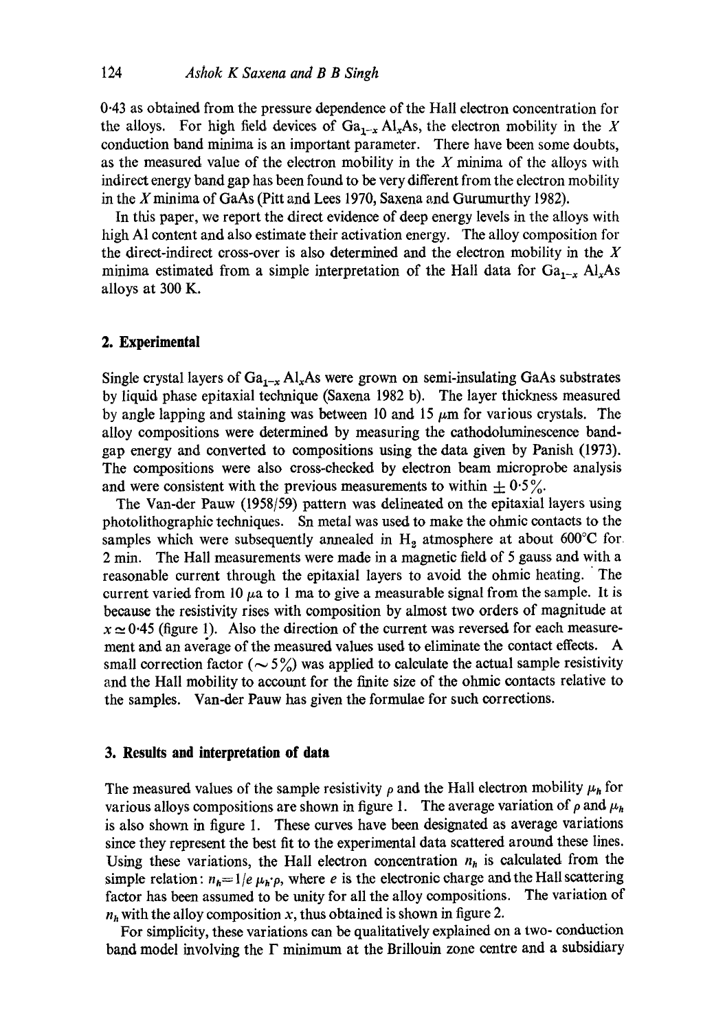0·43 as obtained from the pressure dependence of the Hall electron concentration for the alloys. For high field devices of $Ga_{1-x}Al_xAs$, the electron mobility in the $X$ conduction band minima is an important parameter. There have been some doubts, as the measured value of the electron mobility in the $X$ minima of the alloys with indirect energy band gap has been found to be very different from the electron mobility in the $X$ minima of GaAs (Pitt and Lees 1970, Saxena and Gurumurthy 1982).

In this paper, we report the direct evidence of deep energy levels in the alloys with high Al content and also estimate their activation energy. The alloy composition for the direct-indirect cross-over is also determined and the electron mobility in the $X$ minima estimated from a simple interpretation of the Hall data for $Ga_{1-x}Al_xAs$ alloys at 300 K.

## 2. Experimental

Single crystal layers of $Ga_{1-x}Al_xAs$ were grown on semi-insulating GaAs substrates by liquid phase epitaxial technique (Saxena 1982 b). The layer thickness measured by angle lapping and staining was between 10 and 15 $\mu$m for various crystals. The alloy compositions were determined by measuring the cathodoluminescence band-gap energy and converted to compositions using the data given by Panish (1973). The compositions were also cross-checked by electron beam microprobe analysis and were consistent with the previous measurements to within $\pm 0{\cdot}5\%$.

The Van-der Pauw (1958/59) pattern was delineated on the epitaxial layers using photolithographic techniques. Sn metal was used to make the ohmic contacts to the samples which were subsequently annealed in $H_2$ atmosphere at about 600°C for 2 min. The Hall measurements were made in a magnetic field of 5 gauss and with a reasonable current through the epitaxial layers to avoid the ohmic heating. The current varied from 10 $\mu$a to 1 ma to give a measurable signal from the sample. It is because the resistivity rises with composition by almost two orders of magnitude at $x \simeq 0{\cdot}45$ (figure 1). Also the direction of the current was reversed for each measurement and an average of the measured values used to eliminate the contact effects. A small correction factor ($\sim 5\%$) was applied to calculate the actual sample resistivity and the Hall mobility to account for the finite size of the ohmic contacts relative to the samples. Van-der Pauw has given the formulae for such corrections.

## 3. Results and interpretation of data

The measured values of the sample resistivity $\rho$ and the Hall electron mobility $\mu_h$ for various alloys compositions are shown in figure 1. The average variation of $\rho$ and $\mu_h$ is also shown in figure 1. These curves have been designated as average variations since they represent the best fit to the experimental data scattered around these lines. Using these variations, the Hall electron concentration $n_h$ is calculated from the simple relation: $n_h = 1/e\,\mu_h \cdot \rho$, where $e$ is the electronic charge and the Hall scattering factor has been assumed to be unity for all the alloy compositions. The variation of $n_h$ with the alloy composition $x$, thus obtained is shown in figure 2.

For simplicity, these variations can be qualitatively explained on a two- conduction band model involving the $\Gamma$ minimum at the Brillouin zone centre and a subsidiary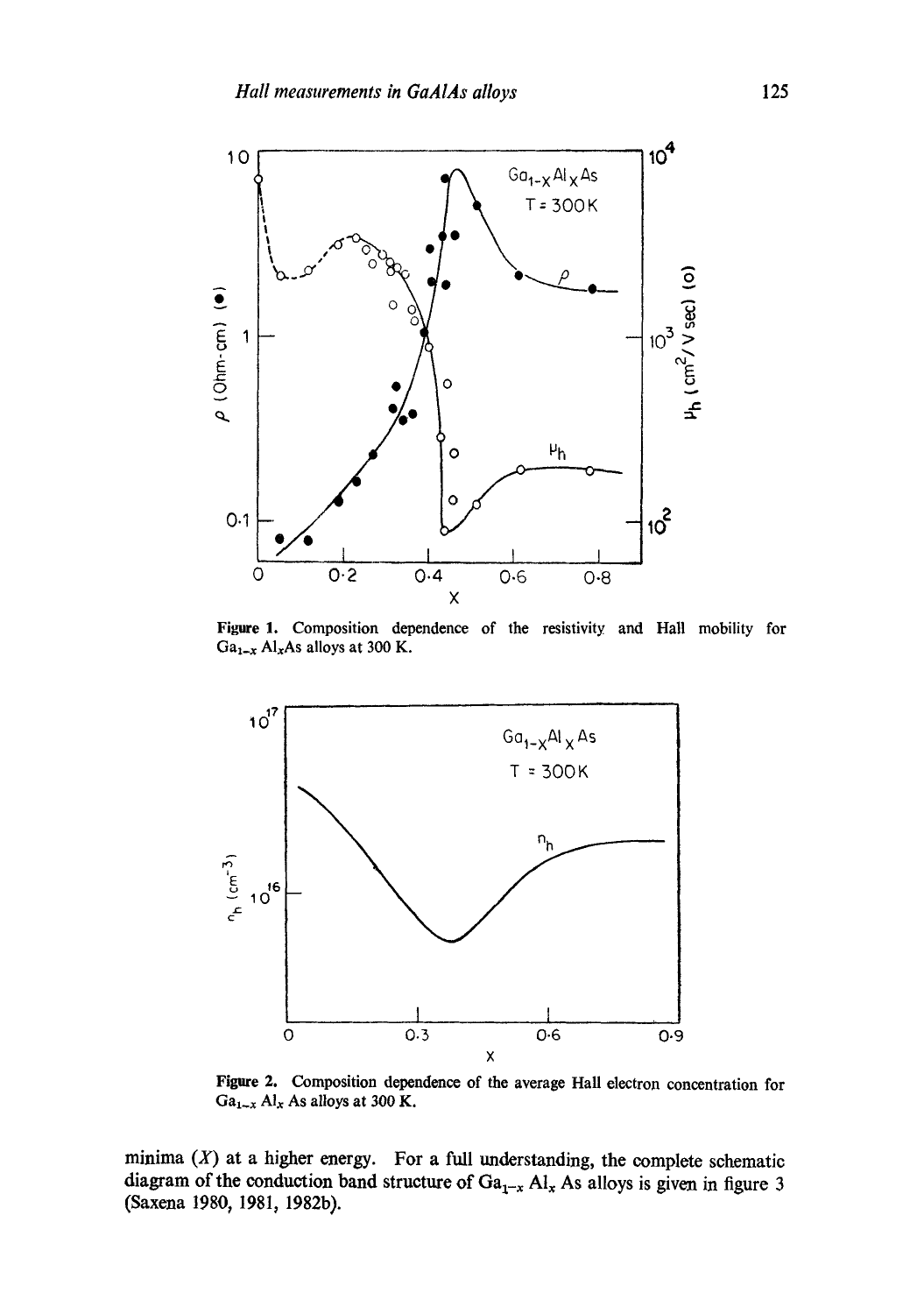Figure 1. Composition dependence of the resistivity and Hall mobility for $Ga_{1-x}Al_xAs$ alloys at 300 K.

Figure 2. Composition dependence of the average Hall electron concentration for $Ga_{1-x}Al_xAs$ alloys at 300 K.

minima ($X$) at a higher energy. For a full understanding, the complete schematic diagram of the conduction band structure of $Ga_{1-x}Al_xAs$ alloys is given in figure 3 (Saxena 1980, 1981, 1982b).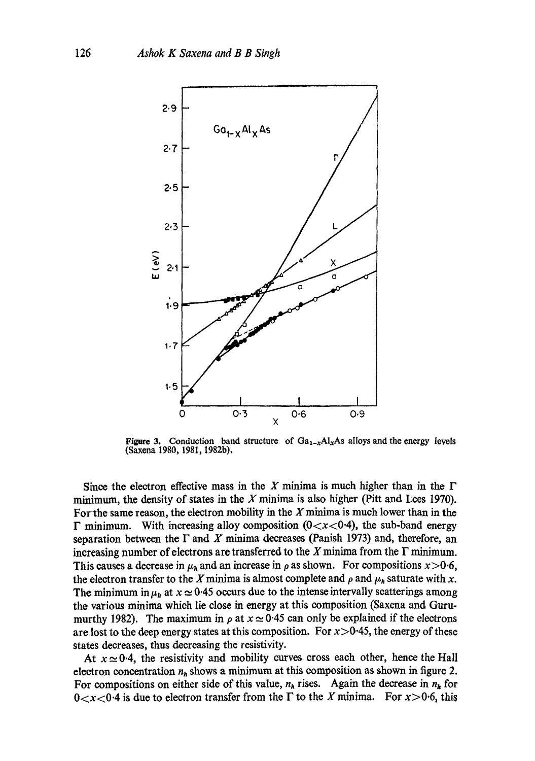Figure 3. Conduction band structure of $Ga_{1-x}Al_xAs$ alloys and the energy levels (Saxena 1980, 1981, 1982b).

Since the electron effective mass in the $X$ minima is much higher than in the $\Gamma$ minimum, the density of states in the $X$ minima is also higher (Pitt and Lees 1970). For the same reason, the electron mobility in the $X$ minima is much lower than in the $\Gamma$ minimum. With increasing alloy composition ($0<x<0.4$), the sub-band energy separation between the $\Gamma$ and $X$ minima decreases (Panish 1973) and, therefore, an increasing number of electrons are transferred to the $X$ minima from the $\Gamma$ minimum. This causes a decrease in $\mu_h$ and an increase in $\rho$ as shown. For compositions $x>0.6$, the electron transfer to the $X$ minima is almost complete and $\rho$ and $\mu_h$ saturate with $x$. The minimum in $\mu_h$ at $x \simeq 0.45$ occurs due to the intense intervally scatterings among the various minima which lie close in energy at this composition (Saxena and Gurumurthy 1982). The maximum in $\rho$ at $x \simeq 0.45$ can only be explained if the electrons are lost to the deep energy states at this composition. For $x>0.45$, the energy of these states decreases, thus decreasing the resistivity.

At $x \simeq 0.4$, the resistivity and mobility curves cross each other, hence the Hall electron concentration $n_h$ shows a minimum at this composition as shown in figure 2. For compositions on either side of this value, $n_h$ rises. Again the decrease in $n_h$ for $0<x<0.4$ is due to electron transfer from the $\Gamma$ to the $X$ minima. For $x>0.6$, this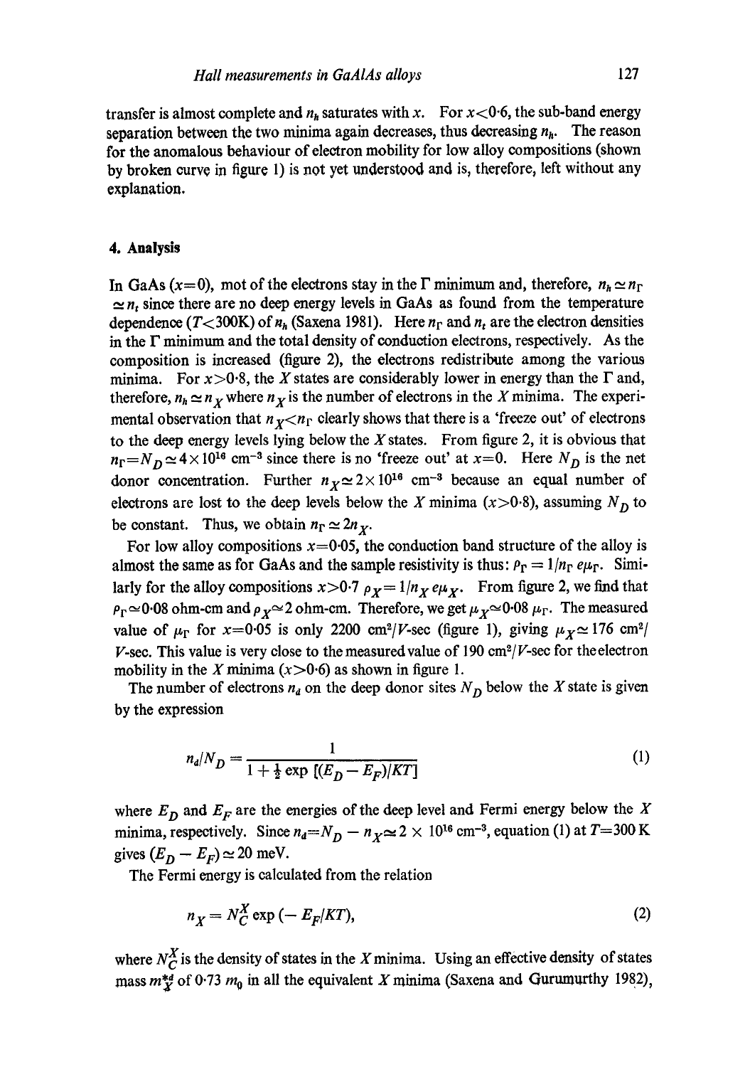transfer is almost complete and $n_h$ saturates with $x$. For $x<0{\cdot}6$, the sub-band energy separation between the two minima again decreases, thus decreasing $n_h$. The reason for the anomalous behaviour of electron mobility for low alloy compositions (shown by broken curve in figure 1) is not yet understood and is, therefore, left without any explanation.

## 4. Analysis

In GaAs ($x=0$), mot of the electrons stay in the $\Gamma$ minimum and, therefore, $n_h \simeq n_\Gamma \simeq n_t$ since there are no deep energy levels in GaAs as found from the temperature dependence ($T<300$K) of $n_h$ (Saxena 1981). Here $n_\Gamma$ and $n_t$ are the electron densities in the $\Gamma$ minimum and the total density of conduction electrons, respectively. As the composition is increased (figure 2), the electrons redistribute among the various minima. For $x>0{\cdot}8$, the $X$ states are considerably lower in energy than the $\Gamma$ and, therefore, $n_h \simeq n_X$ where $n_X$ is the number of electrons in the $X$ minima. The experimental observation that $n_X<n_\Gamma$ clearly shows that there is a 'freeze out' of electrons to the deep energy levels lying below the $X$ states. From figure 2, it is obvious that $n_\Gamma = N_D \simeq 4\times 10^{16}$ cm$^{-3}$ since there is no 'freeze out' at $x=0$. Here $N_D$ is the net donor concentration. Further $n_X \simeq 2\times 10^{16}$ cm$^{-3}$ because an equal number of electrons are lost to the deep levels below the $X$ minima ($x>0{\cdot}8$), assuming $N_D$ to be constant. Thus, we obtain $n_\Gamma \simeq 2n_X$.

For low alloy compositions $x=0{\cdot}05$, the conduction band structure of the alloy is almost the same as for GaAs and the sample resistivity is thus: $\rho_\Gamma = 1/n_\Gamma e\mu_\Gamma$. Similarly for the alloy compositions $x>0{\cdot}7$ $\rho_X = 1/n_X e\mu_X$. From figure 2, we find that $\rho_\Gamma \simeq 0{\cdot}08$ ohm-cm and $\rho_X \simeq 2$ ohm-cm. Therefore, we get $\mu_X \simeq 0{\cdot}08\ \mu_\Gamma$. The measured value of $\mu_\Gamma$ for $x=0{\cdot}05$ is only 2200 cm$^2$/$V$-sec (figure 1), giving $\mu_X \simeq 176$ cm$^2$/$V$-sec. This value is very close to the measured value of 190 cm$^2$/$V$-sec for the electron mobility in the $X$ minima ($x>0{\cdot}6$) as shown in figure 1.

The number of electrons $n_d$ on the deep donor sites $N_D$ below the $X$ state is given by the expression

$$n_d/N_D = \frac{1}{1+\frac{1}{2}\exp\,[(E_D - E_F)/KT]} \tag{1}$$

where $E_D$ and $E_F$ are the energies of the deep level and Fermi energy below the $X$ minima, respectively. Since $n_d = N_D - n_X \simeq 2\times 10^{16}$ cm$^{-3}$, equation (1) at $T=300$ K gives $(E_D - E_F) \simeq 20$ meV.

The Fermi energy is calculated from the relation

$$n_X = N_C^X \exp\,(-E_F/KT), \tag{2}$$

where $N_C^X$ is the density of states in the $X$ minima. Using an effective density of states mass $m_X^{*d}$ of $0{\cdot}73\ m_0$ in all the equivalent $X$ minima (Saxena and Gurumurthy 1982),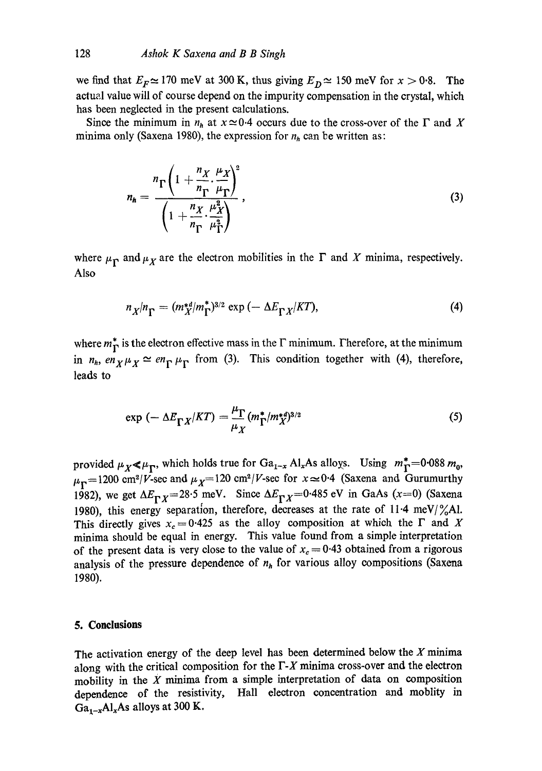we find that $E_F \simeq 170$ meV at 300 K, thus giving $E_D \simeq 150$ meV for $x > 0{\cdot}8$. The actual value will of course depend on the impurity compensation in the crystal, which has been neglected in the present calculations.

Since the minimum in $n_h$ at $x \simeq 0{\cdot}4$ occurs due to the cross-over of the $\Gamma$ and $X$ minima only (Saxena 1980), the expression for $n_h$ can be written as:

$$n_h = \frac{n_\Gamma \left(1 + \dfrac{n_X}{n_\Gamma} \cdot \dfrac{\mu_X}{\mu_\Gamma}\right)^2}{\left(1 + \dfrac{n_X}{n_\Gamma} \cdot \dfrac{\mu_X^2}{\mu_\Gamma^2}\right)}, \tag{3}$$

where $\mu_\Gamma$ and $\mu_X$ are the electron mobilities in the $\Gamma$ and $X$ minima, respectively. Also

$$n_X/n_\Gamma = (m_X^{*d}/m_\Gamma^*)^{3/2} \exp(-\Delta E_{\Gamma X}/KT), \tag{4}$$

where $m_\Gamma^*$ is the electron effective mass in the $\Gamma$ minimum. Therefore, at the minimum in $n_h$, $en_X \mu_X \simeq en_\Gamma \mu_\Gamma$ from (3). This condition together with (4), therefore, leads to

$$\exp(-\Delta E_{\Gamma X}/KT) = \frac{\mu_\Gamma}{\mu_X} (m_\Gamma^*/m_X^{*d})^{3/2} \tag{5}$$

provided $\mu_X \ll \mu_\Gamma$, which holds true for $Ga_{1-x}Al_xAs$ alloys. Using $m_\Gamma^* = 0{\cdot}088\, m_0$, $\mu_\Gamma = 1200$ cm$^2$/$V$-sec and $\mu_X = 120$ cm$^2$/$V$-sec for $x \simeq 0{\cdot}4$ (Saxena and Gurumurthy 1982), we get $\Delta E_{\Gamma X} = 28{\cdot}5$ meV. Since $\Delta E_{\Gamma X} = 0{\cdot}485$ eV in GaAs ($x = 0$) (Saxena 1980), this energy separation, therefore, decreases at the rate of 11·4 meV/%Al. This directly gives $x_c = 0{\cdot}425$ as the alloy composition at which the $\Gamma$ and $X$ minima should be equal in energy. This value found from a simple interpretation of the present data is very close to the value of $x_c = 0{\cdot}43$ obtained from a rigorous analysis of the pressure dependence of $n_h$ for various alloy compositions (Saxena 1980).

## 5. Conclusions

The activation energy of the deep level has been determined below the $X$ minima along with the critical composition for the $\Gamma$-$X$ minima cross-over and the electron mobility in the $X$ minima from a simple interpretation of data on composition dependence of the resistivity, Hall electron concentration and moblity in $Ga_{1-x}Al_xAs$ alloys at 300 K.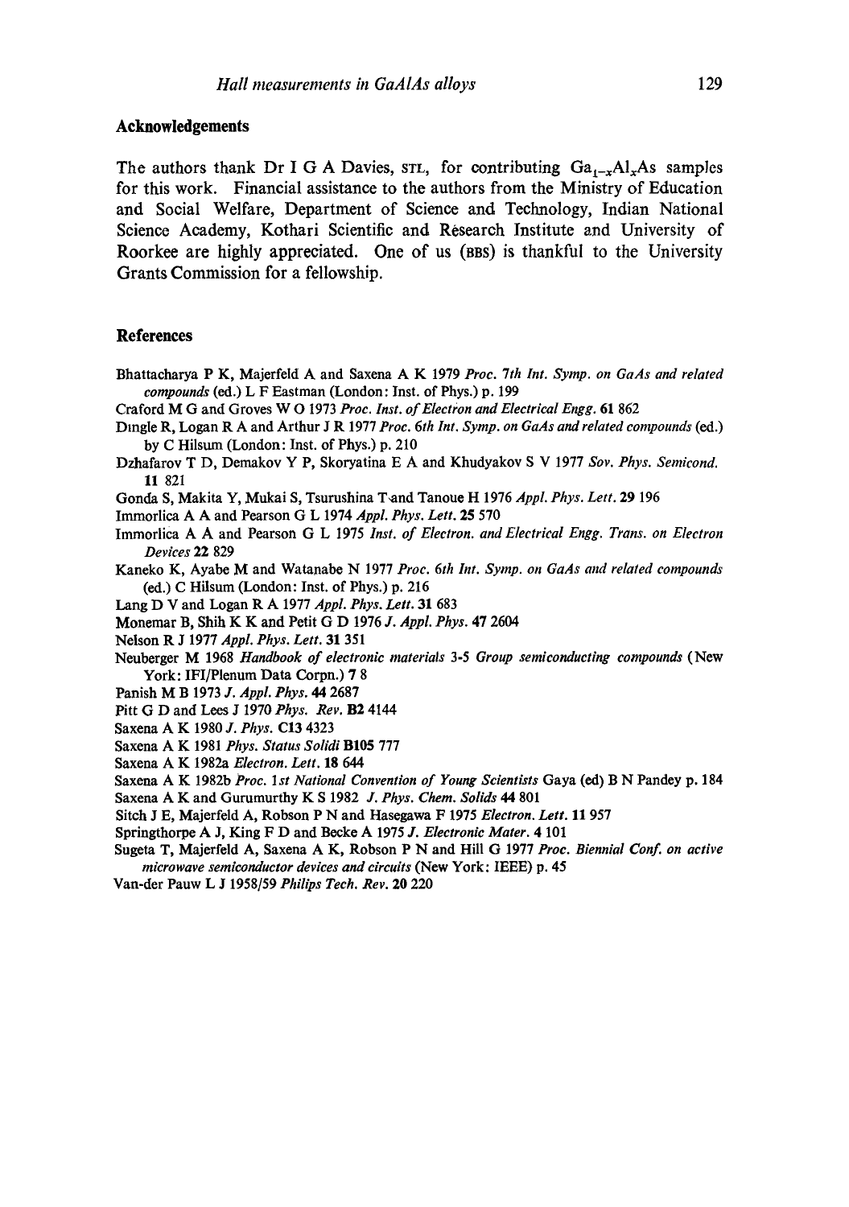## Acknowledgements

The authors thank Dr I G A Davies, STL, for contributing $Ga_{1-x}Al_xAs$ samples for this work. Financial assistance to the authors from the Ministry of Education and Social Welfare, Department of Science and Technology, Indian National Science Academy, Kothari Scientific and Research Institute and University of Roorkee are highly appreciated. One of us (BBS) is thankful to the University Grants Commission for a fellowship.

## References

Bhattacharya P K, Majerfeld A and Saxena A K 1979 *Proc. 7th Int. Symp. on GaAs and related compounds* (ed.) L F Eastman (London: Inst. of Phys.) p. 199

Craford M G and Groves W O 1973 *Proc. Inst. of Electron and Electrical Engg.* **61** 862

Dingle R, Logan R A and Arthur J R 1977 *Proc. 6th Int. Symp. on GaAs and related compounds* (ed.) by C Hilsum (London: Inst. of Phys.) p. 210

Dzhafarov T D, Demakov Y P, Skoryatina E A and Khudyakov S V 1977 *Sov. Phys. Semicond.* **11** 821

Gonda S, Makita Y, Mukai S, Tsurushina T and Tanoue H 1976 *Appl. Phys. Lett.* **29** 196

Immorlica A A and Pearson G L 1974 *Appl. Phys. Lett.* **25** 570

Immorlica A A and Pearson G L 1975 *Inst. of Electron. and Electrical Engg. Trans. on Electron Devices* **22** 829

Kaneko K, Ayabe M and Watanabe N 1977 *Proc. 6th Int. Symp. on GaAs and related compounds* (ed.) C Hilsum (London: Inst. of Phys.) p. 216

Lang D V and Logan R A 1977 *Appl. Phys. Lett.* **31** 683

Monemar B, Shih K K and Petit G D 1976 *J. Appl. Phys.* **47** 2604

Nelson R J 1977 *Appl. Phys. Lett.* **31** 351

Neuberger M 1968 *Handbook of electronic materials 3-5 Group semiconducting compounds* (New York: IFI/Plenum Data Corpn.) 7 8

Panish M B 1973 *J. Appl. Phys.* **44** 2687

Pitt G D and Lees J 1970 *Phys. Rev.* **B2** 4144

Saxena A K 1980 *J. Phys.* **C13** 4323

Saxena A K 1981 *Phys. Status Solidi* **B105** 777

Saxena A K 1982a *Electron. Lett.* **18** 644

Saxena A K 1982b *Proc. 1st National Convention of Young Scientists* Gaya (ed) B N Pandey p. 184

Saxena A K and Gurumurthy K S 1982 *J. Phys. Chem. Solids* **44** 801

Sitch J E, Majerfeld A, Robson P N and Hasegawa F 1975 *Electron. Lett.* **11** 957

Springthorpe A J, King F D and Becke A 1975 *J. Electronic Mater.* **4** 101

Sugeta T, Majerfeld A, Saxena A K, Robson P N and Hill G 1977 *Proc. Biennial Conf. on active microwave semiconductor devices and circuits* (New York: IEEE) p. 45

Van-der Pauw L J 1958/59 *Philips Tech. Rev.* **20** 220